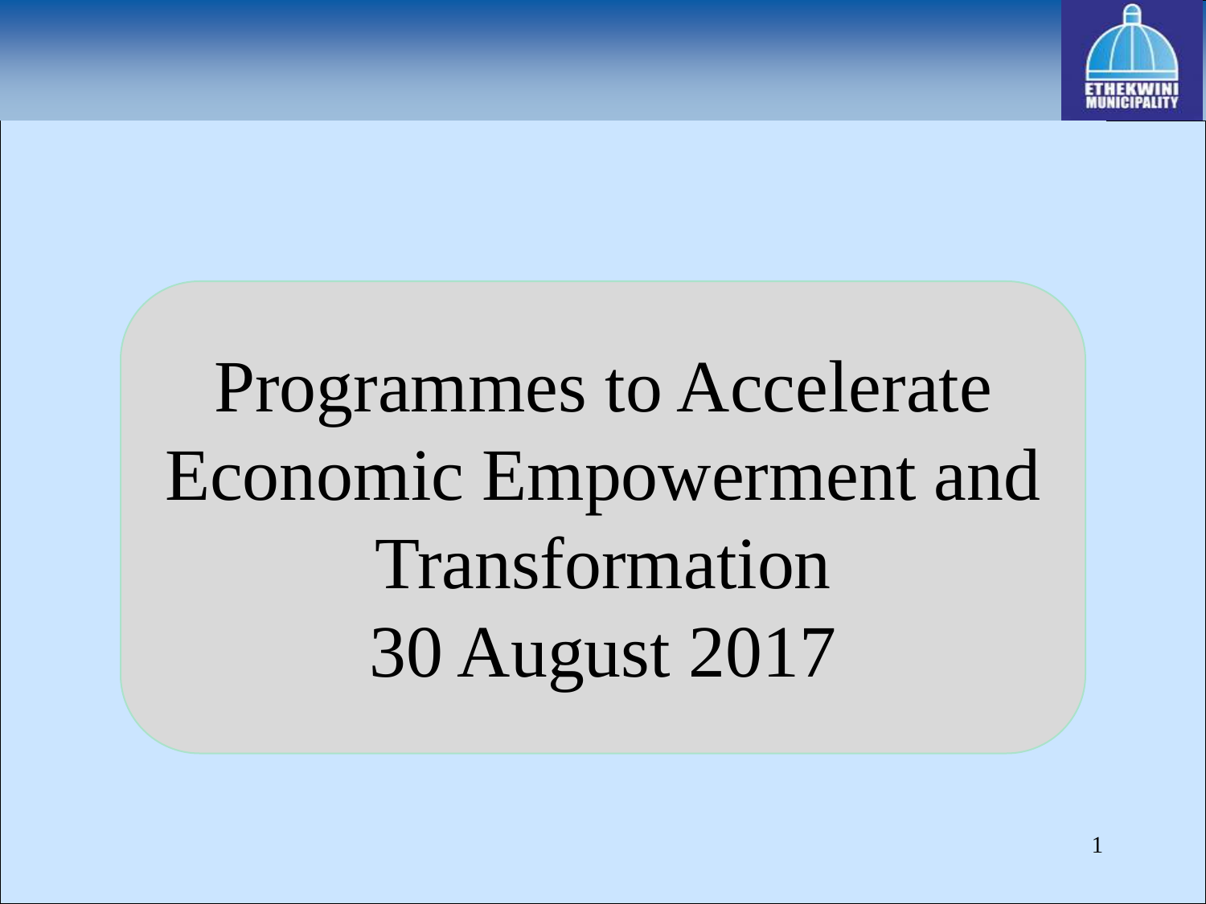# Programmes to Accelerate Economic Empowerment and Transformation

30 August 2017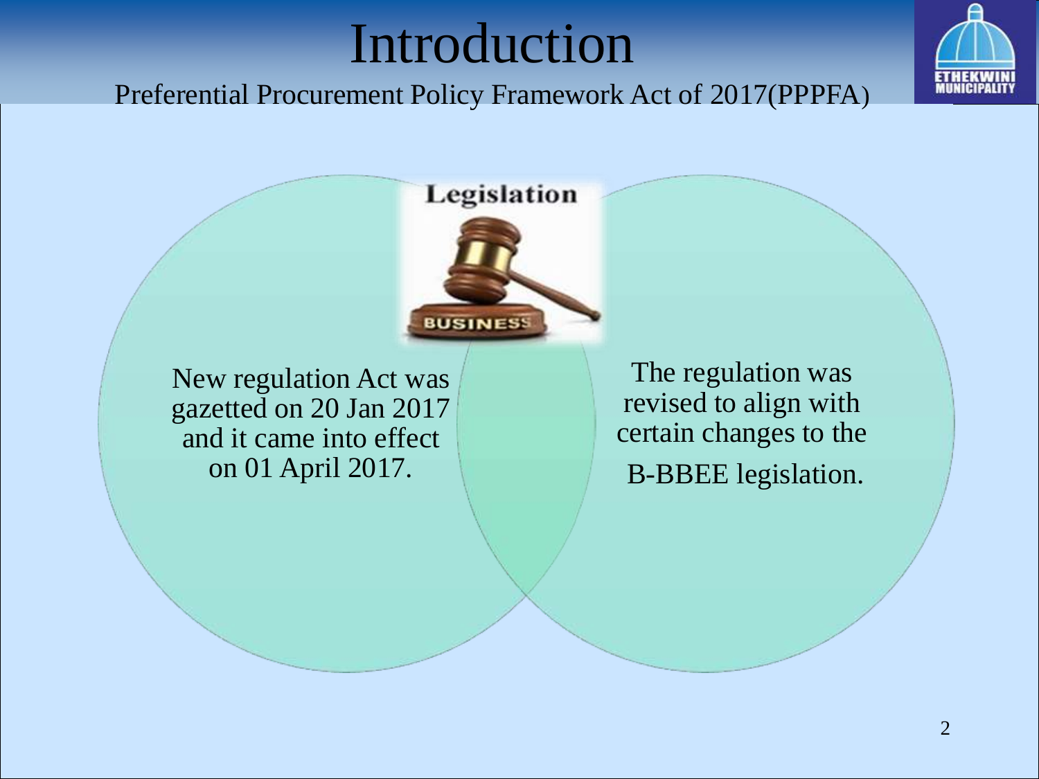# Introduction

Preferential Procurement Policy Framework Act of 2017(PPPFA)

Legislation

New regulation Act was gazetted on 20 Jan 2017 and it came into effect on 01 April 2017.

The regulation was revised to align with certain changes to the B-BBEE legislation.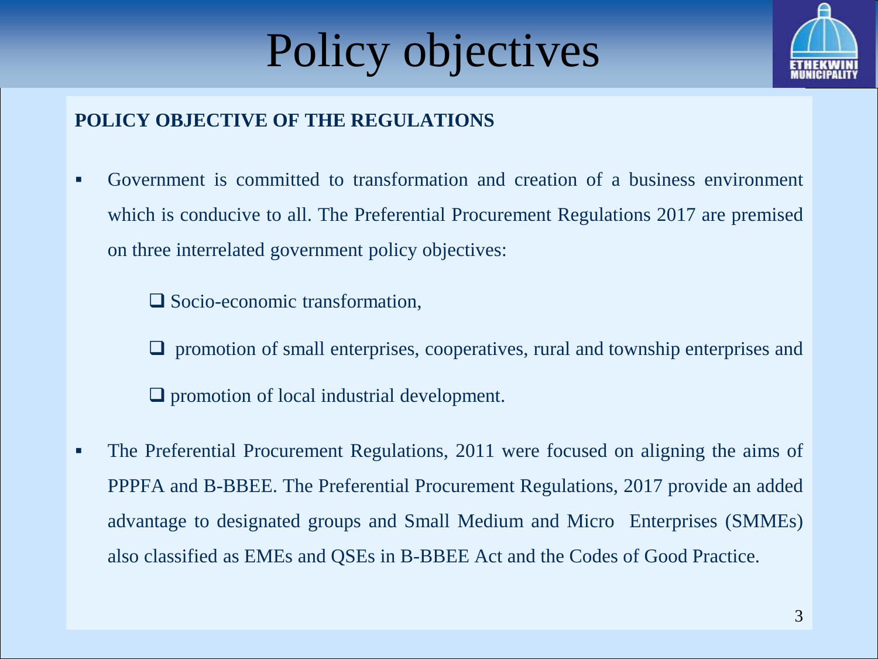# Policy objectives

**POLICY OBJECTIVE OF THE REGULATIONS**

- Government is committed to transformation and creation of a business environment which is conducive to all. The Preferential Procurement Regulations 2017 are premised on three interrelated government policy objectives:
  - Socio-economic transformation,
  - promotion of small enterprises, cooperatives, rural and township enterprises and
  - promotion of local industrial development.
- The Preferential Procurement Regulations, 2011 were focused on aligning the aims of PPPFA and B-BBEE. The Preferential Procurement Regulations, 2017 provide an added advantage to designated groups and Small Medium and Micro Enterprises (SMMEs) also classified as EMEs and QSEs in B-BBEE Act and the Codes of Good Practice.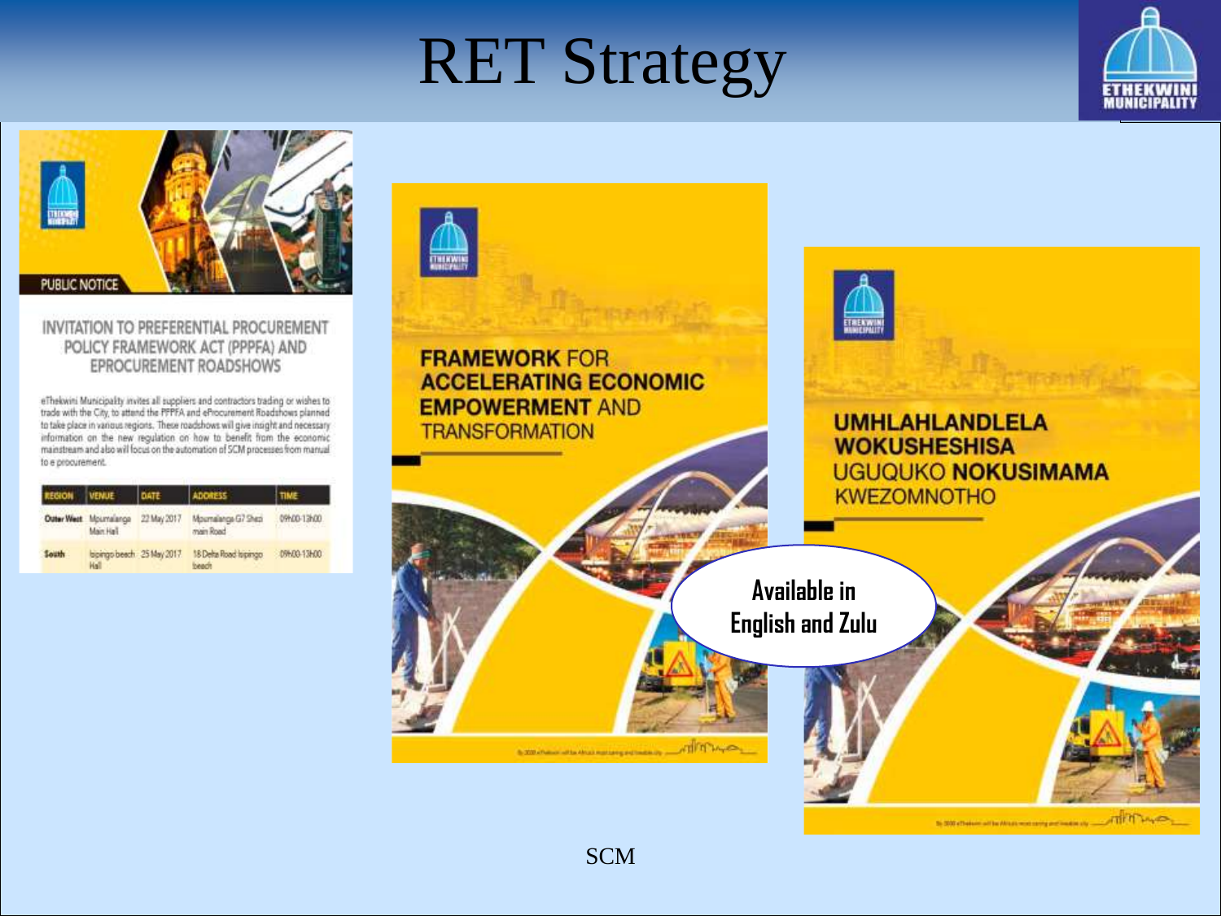# RET Strategy

PUBLIC NOTICE

## INVITATION TO PREFERENTIAL PROCUREMENT POLICY FRAMEWORK ACT (PPPFA) AND EPROCUREMENT ROADSHOWS

eThekwini Municipality invites all suppliers and contractors trading or wishes to trade with the City, to attend the PPPFA and eProcurement Roadshows planned to take place in various regions. These roadshows will give insight and necessary information on the new regulation on how to benefit from the economic mainstream and also will focus on the automation of SCM processes from manual to e procurement.

| REGION | VENUE | DATE | ADDRESS | TIME |
| --- | --- | --- | --- | --- |
| Outer West | Mpumalanga Main Hall | 22 May 2017 | Mpumalanga G7 Shezi main Road | 09h00-13h00 |
| South | Isipingo beach Hall | 25 May 2017 | 18 Delta Road Isipingo beach | 09h00-13h00 |

**FRAMEWORK** FOR **ACCELERATING ECONOMIC EMPOWERMENT** AND TRANSFORMATION

**UMHLAHLANDLELA WOKUSHESHISA** UGUQUKO **NOKUSIMAMA** KWEZOMNOTHO

Available in English and Zulu

SCM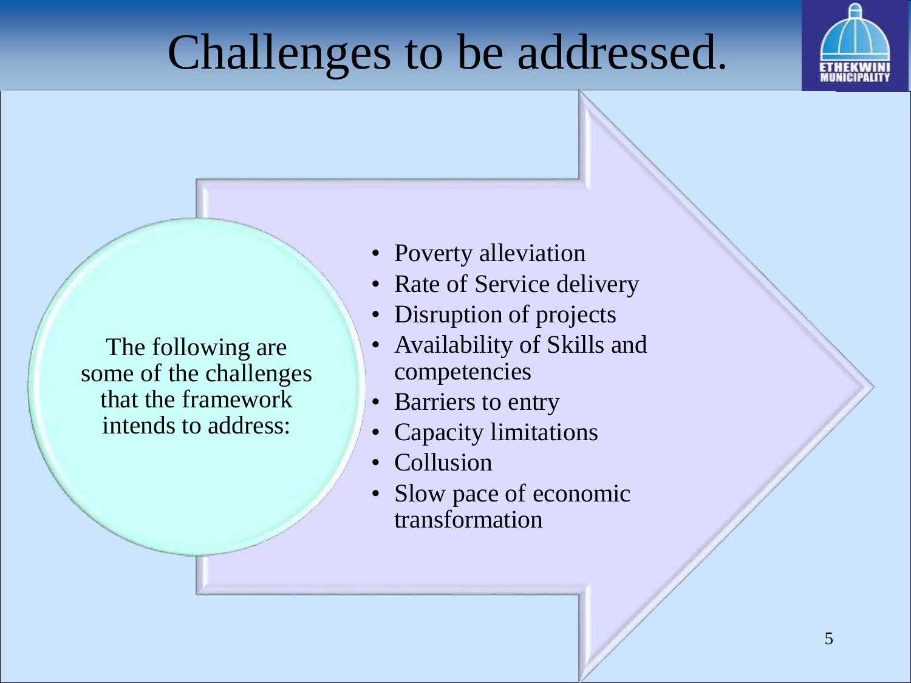# Challenges to be addressed.

The following are some of the challenges that the framework intends to address:

- Poverty alleviation
- Rate of Service delivery
- Disruption of projects
- Availability of Skills and competencies
- Barriers to entry
- Capacity limitations
- Collusion
- Slow pace of economic transformation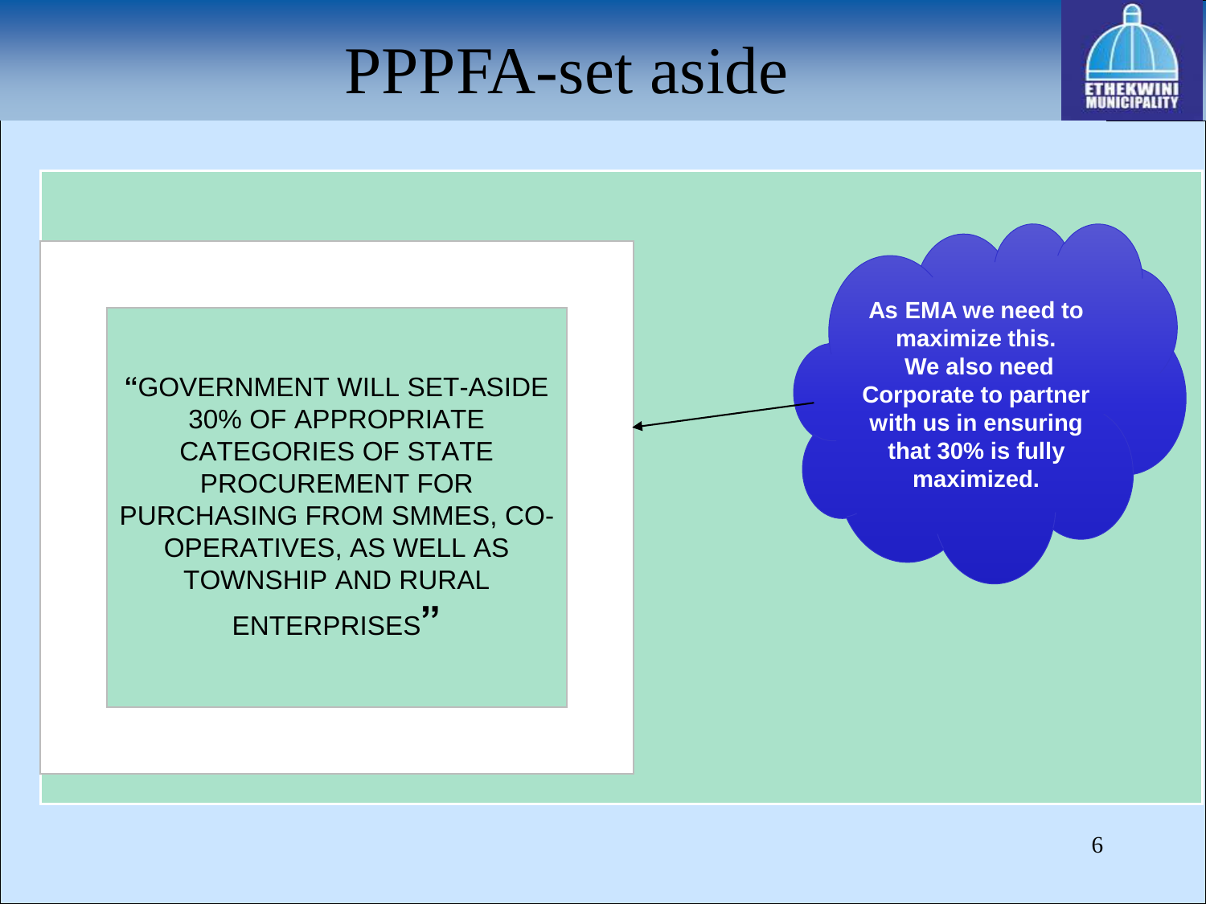# PPPFA-set aside

"GOVERNMENT WILL SET-ASIDE 30% OF APPROPRIATE CATEGORIES OF STATE PROCUREMENT FOR PURCHASING FROM SMMES, CO-OPERATIVES, AS WELL AS TOWNSHIP AND RURAL ENTERPRISES"

**As EMA we need to maximize this. We also need Corporate to partner with us in ensuring that 30% is fully maximized.**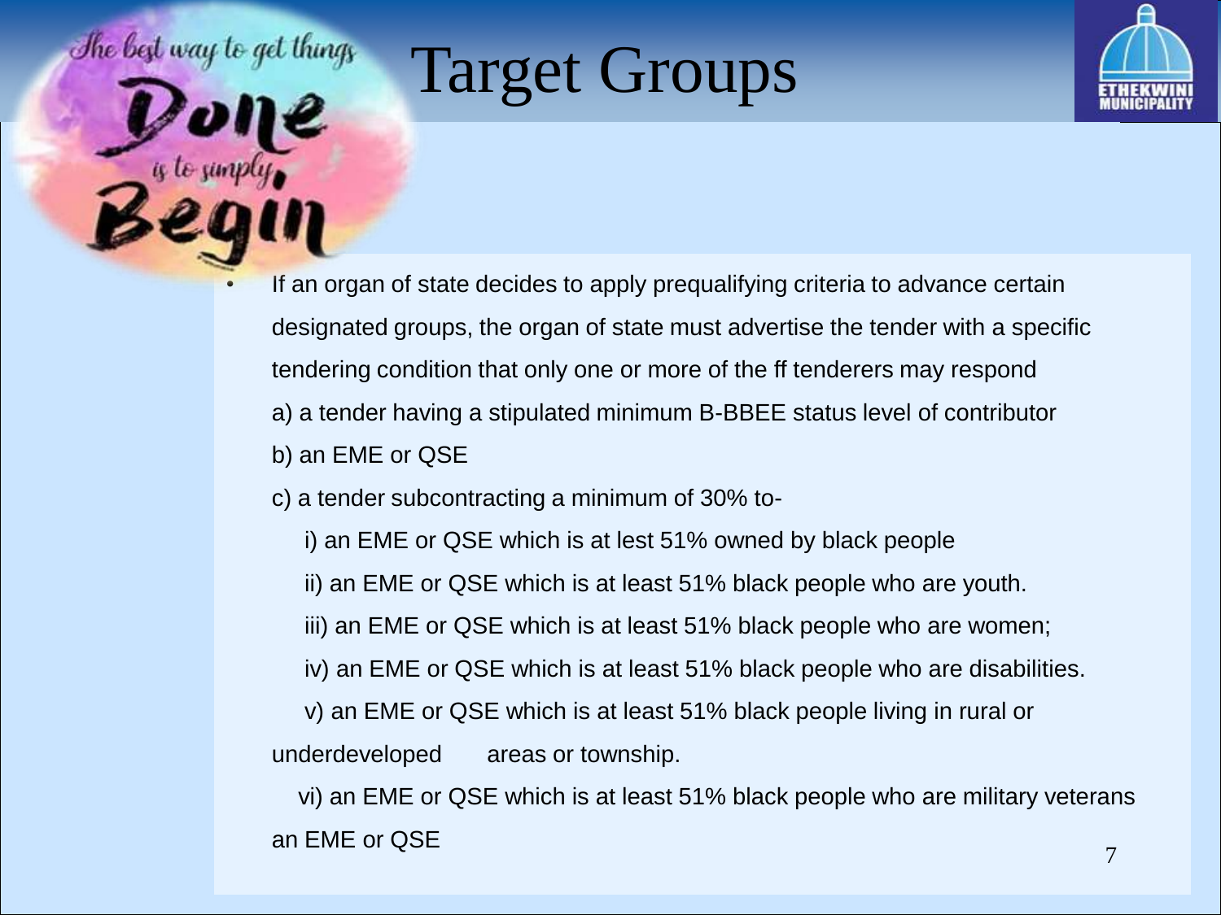# Target Groups

- If an organ of state decides to apply prequalifying criteria to advance certain designated groups, the organ of state must advertise the tender with a specific tendering condition that only one or more of the ff tenderers may respond

  a) a tender having a stipulated minimum B-BBEE status level of contributor

  b) an EME or QSE

  c) a tender subcontracting a minimum of 30% to-

  i) an EME or QSE which is at lest 51% owned by black people

  ii) an EME or QSE which is at least 51% black people who are youth.

  iii) an EME or QSE which is at least 51% black people who are women;

  iv) an EME or QSE which is at least 51% black people who are disabilities.

  v) an EME or QSE which is at least 51% black people living in rural or underdeveloped areas or township.

  vi) an EME or QSE which is at least 51% black people who are military veterans an EME or QSE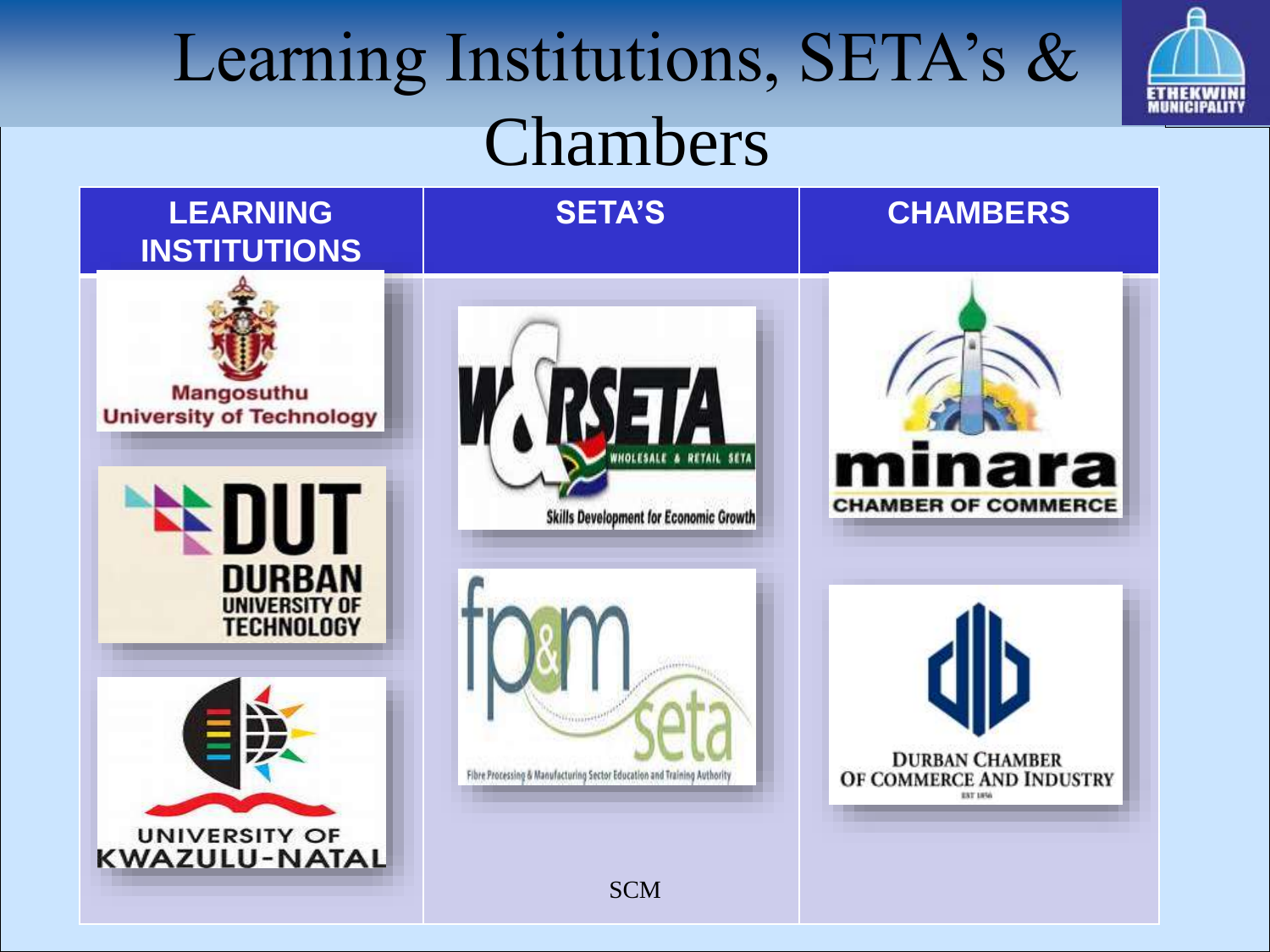# Learning Institutions, SETA's & Chambers

| LEARNING INSTITUTIONS | SETA'S | CHAMBERS |
| --- | --- | --- |
| Mangosuthu University of Technology | W&RSETA WHOLESALE & RETAIL SETA Skills Development for Economic Growth | minara CHAMBER OF COMMERCE |
| DUT DURBAN UNIVERSITY OF TECHNOLOGY | fp&m seta Fibre Processing & Manufacturing Sector Education and Training Authority | DURBAN CHAMBER OF COMMERCE AND INDUSTRY |
| UNIVERSITY OF KWAZULU-NATAL | SCM | |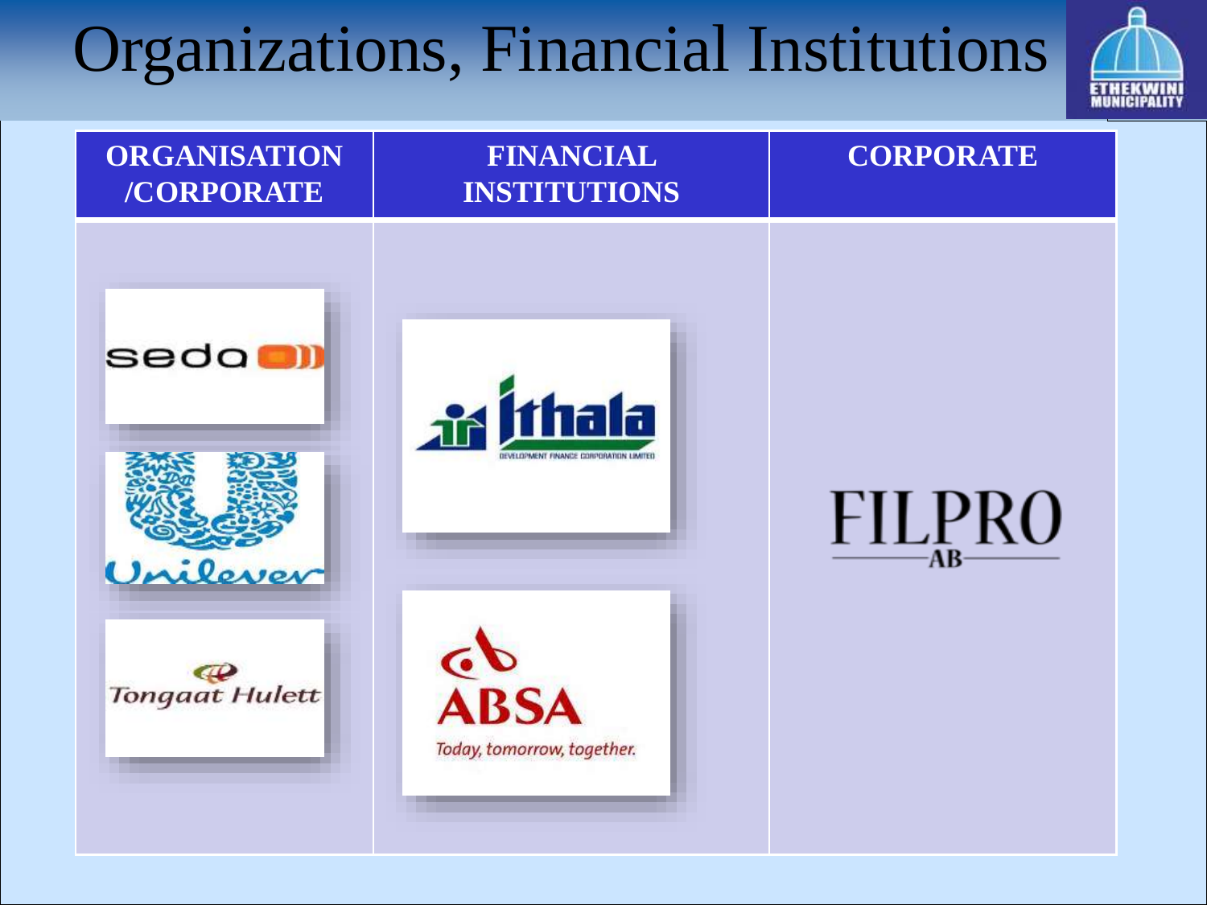# Organizations, Financial Institutions

| ORGANISATION /CORPORATE | FINANCIAL INSTITUTIONS | CORPORATE |
|---|---|---|
| seda | Ithala DEVELOPMENT FINANCE CORPORATION LIMITED | FILPRO AB |
| Unilever | ABSA Today, tomorrow, together. | |
| Tongaat Hulett | | |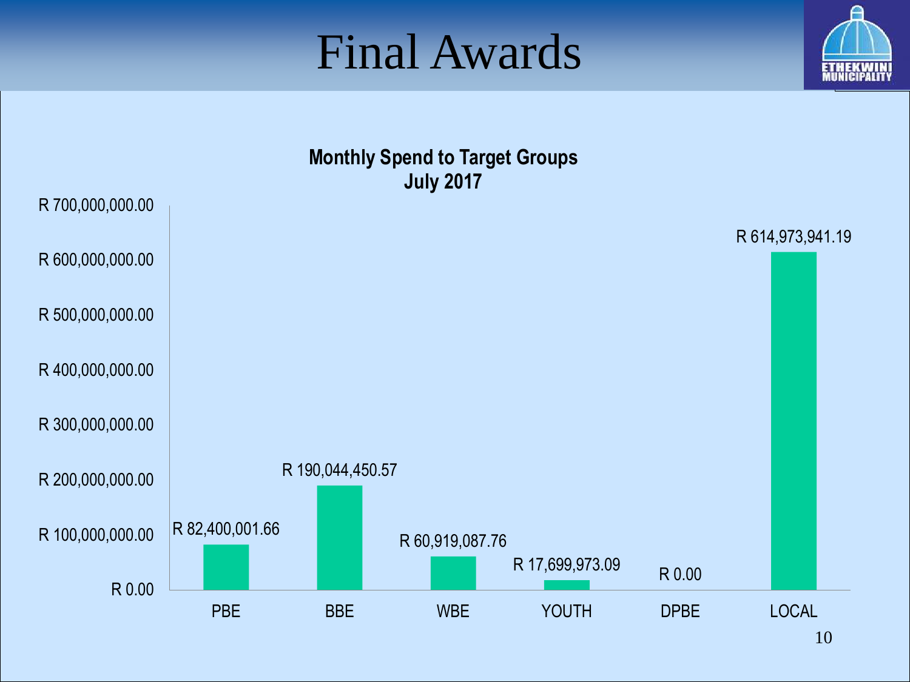# Final Awards

**Monthly Spend to Target Groups**
**July 2017**

| Target Group | Spend |
| --- | --- |
| PBE | R 82,400,001.66 |
| BBE | R 190,044,450.57 |
| WBE | R 60,919,087.76 |
| YOUTH | R 17,699,973.09 |
| DPBE | R 0.00 |
| LOCAL | R 614,973,941.19 |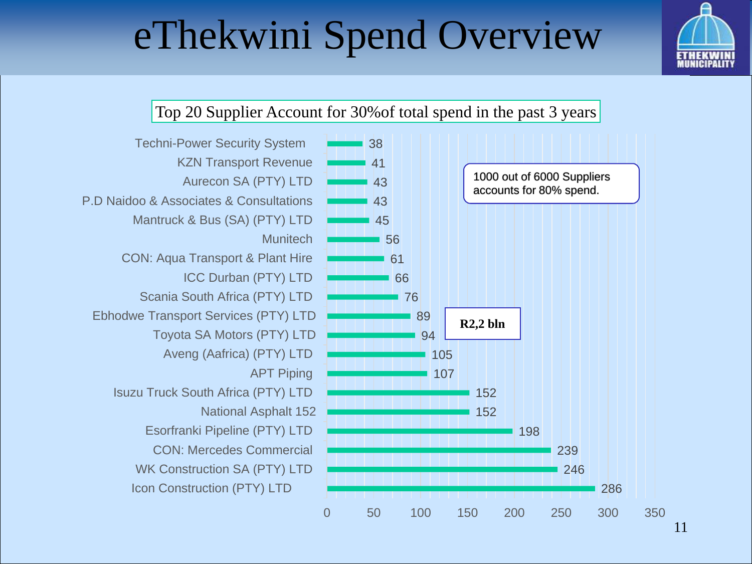# eThekwini Spend Overview

Top 20 Supplier Account for 30%of total spend in the past 3 years

1000 out of 6000 Suppliers accounts for 80% spend.

**R2,2 bln**

| Supplier | Spend |
|---|---|
| Techni-Power Security System | 38 |
| KZN Transport Revenue | 41 |
| Aurecon SA (PTY) LTD | 43 |
| P.D Naidoo & Associates & Consultations | 43 |
| Mantruck & Bus (SA) (PTY) LTD | 45 |
| Munitech | 56 |
| CON: Aqua Transport & Plant Hire | 61 |
| ICC Durban (PTY) LTD | 66 |
| Scania South Africa (PTY) LTD | 76 |
| Ebhodwe Transport Services (PTY) LTD | 89 |
| Toyota SA Motors (PTY) LTD | 94 |
| Aveng (Aafrica) (PTY) LTD | 105 |
| APT Piping | 107 |
| Isuzu Truck South Africa (PTY) LTD | 152 |
| National Asphalt 152 | 152 |
| Esorfranki Pipeline (PTY) LTD | 198 |
| CON: Mercedes Commercial | 239 |
| WK Construction SA (PTY) LTD | 246 |
| Icon Construction (PTY) LTD | 286 |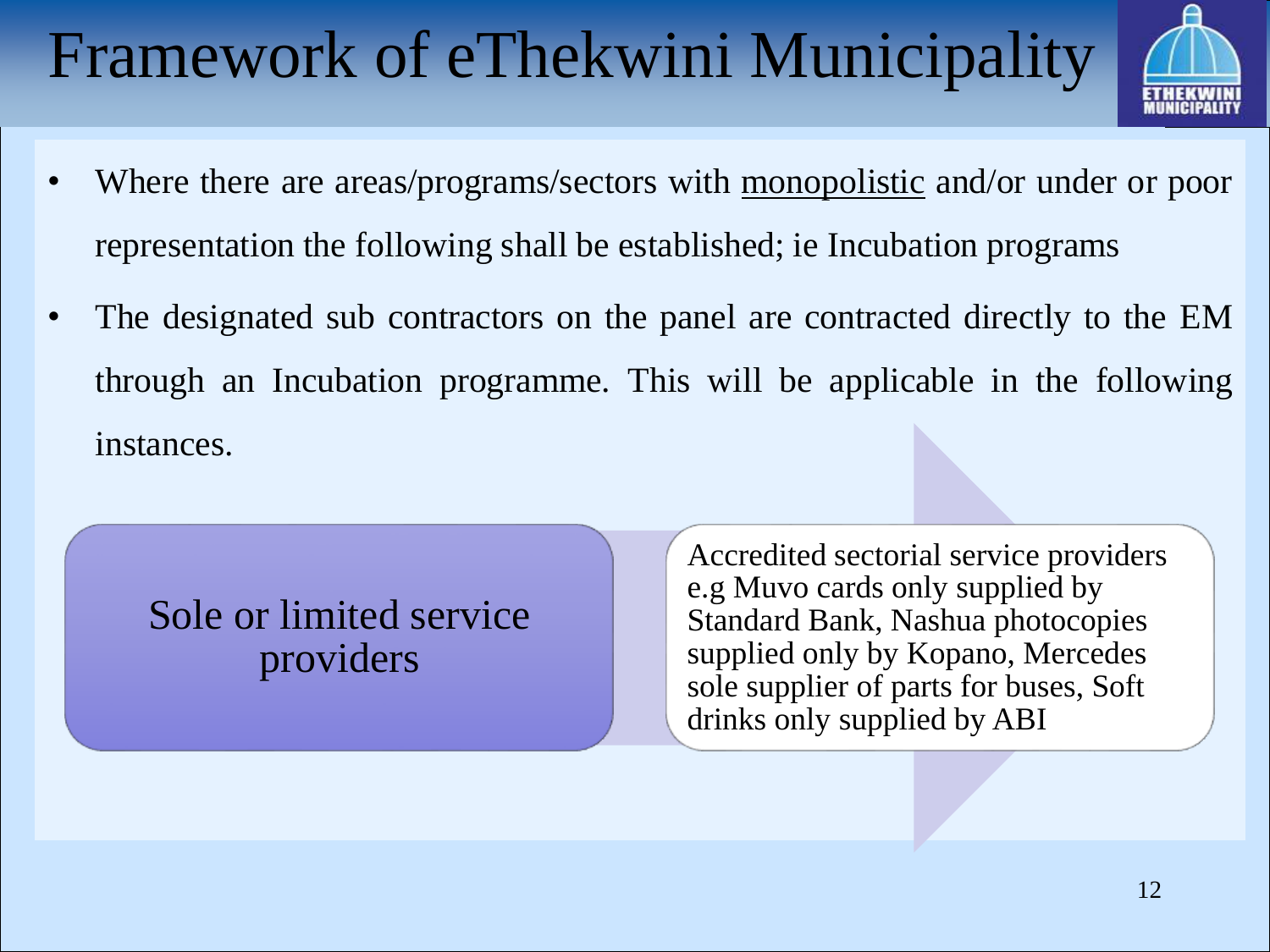# Framework of eThekwini Municipality

- Where there are areas/programs/sectors with monopolistic and/or under or poor representation the following shall be established; ie Incubation programs
- The designated sub contractors on the panel are contracted directly to the EM through an Incubation programme. This will be applicable in the following instances.

**Sole or limited service providers**

Accredited sectorial service providers e.g Muvo cards only supplied by Standard Bank, Nashua photocopies supplied only by Kopano, Mercedes sole supplier of parts for buses, Soft drinks only supplied by ABI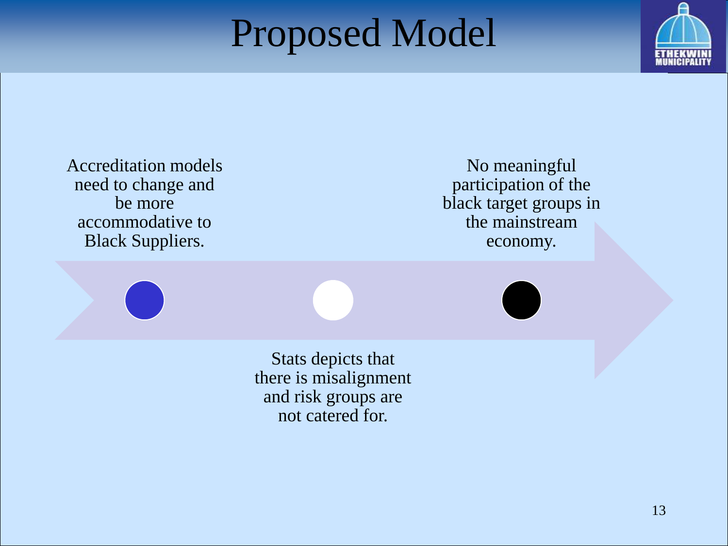# Proposed Model

- Accreditation models need to change and be more accommodative to Black Suppliers.
- Stats depicts that there is misalignment and risk groups are not catered for.
- No meaningful participation of the black target groups in the mainstream economy.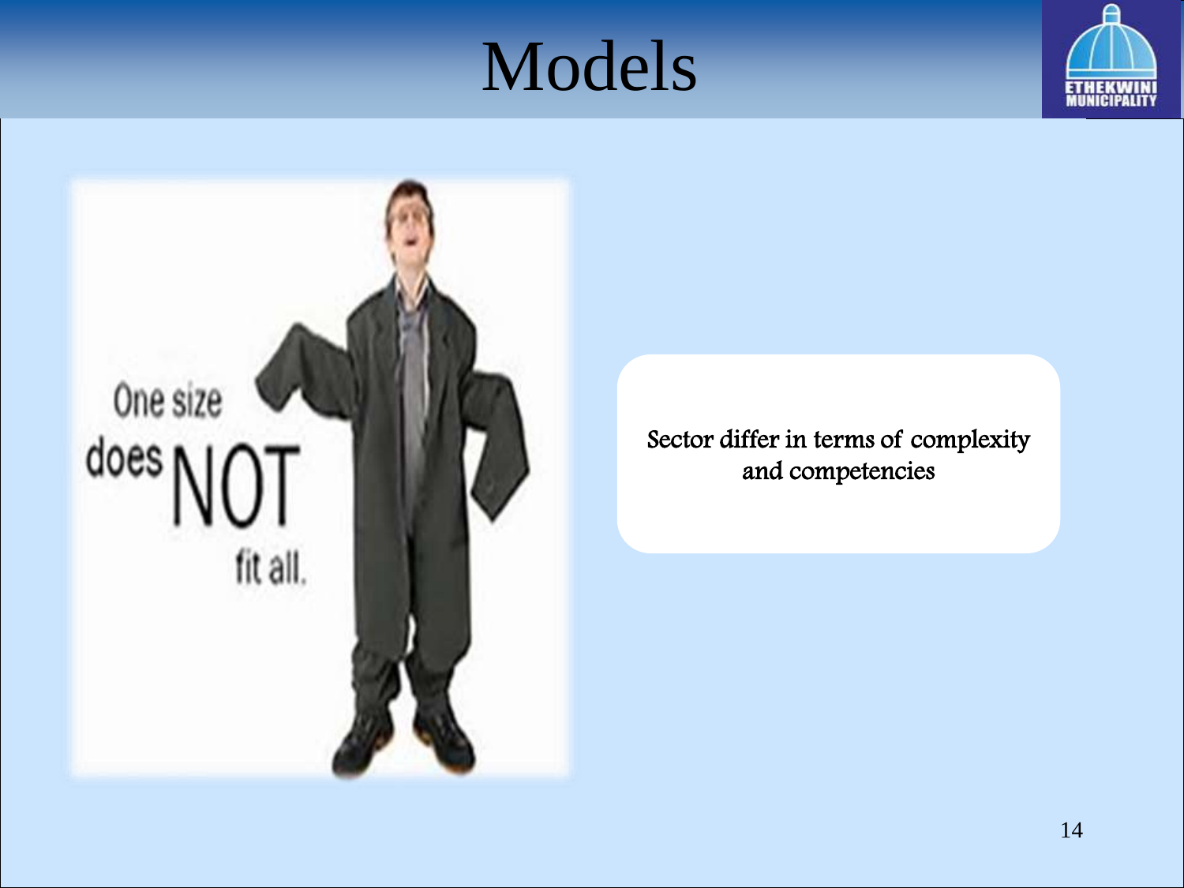# Models

One size does NOT fit all.

Sector differ in terms of complexity and competencies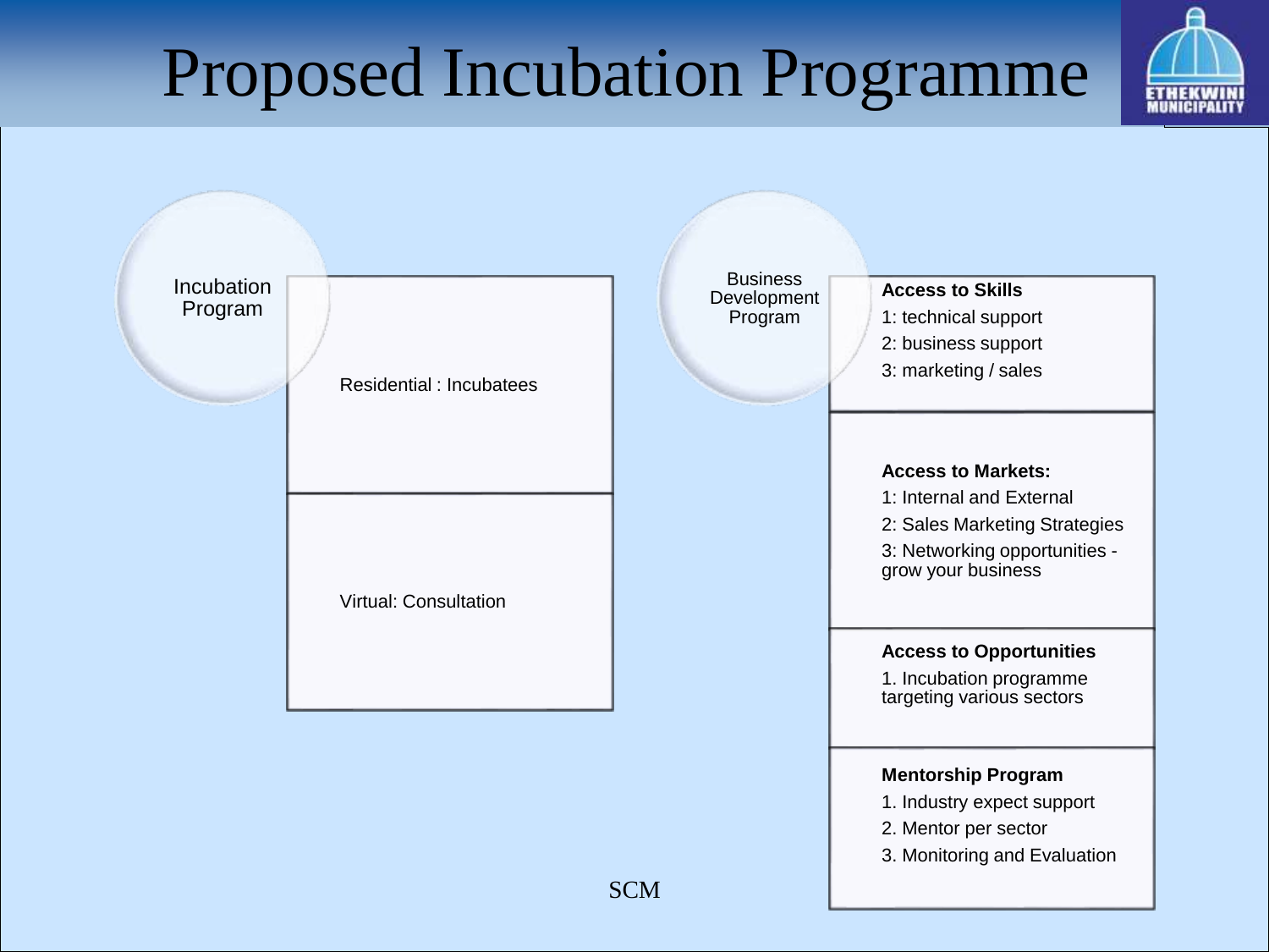# Proposed Incubation Programme

## Incubation Program

- Residential : Incubatees
- Virtual: Consultation

## Business Development Program

**Access to Skills**

1: technical support

2: business support

3: marketing / sales

**Access to Markets:**

1: Internal and External

2: Sales Marketing Strategies

3: Networking opportunities - grow your business

**Access to Opportunities**

1. Incubation programme targeting various sectors

**Mentorship Program**

1. Industry expect support
2. Mentor per sector
3. Monitoring and Evaluation

SCM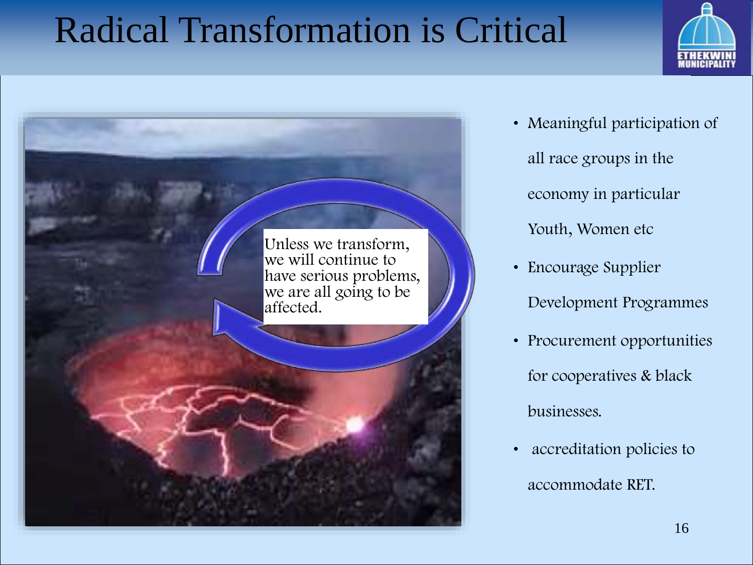# Radical Transformation is Critical

Unless we transform, we will continue to have serious problems, we are all going to be affected.

- Meaningful participation of all race groups in the economy in particular Youth, Women etc
- Encourage Supplier Development Programmes
- Procurement opportunities for cooperatives & black businesses.
- accreditation policies to accommodate RET.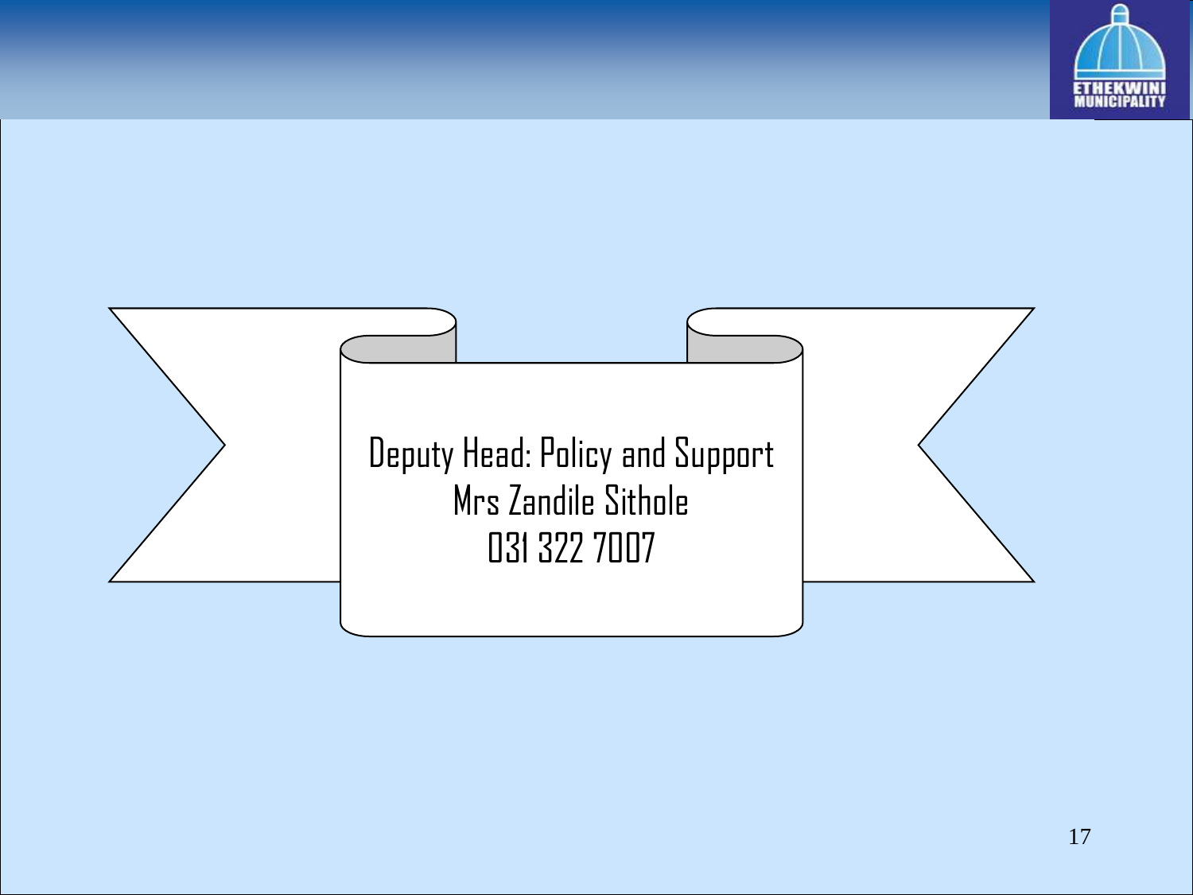Deputy Head: Policy and Support

Mrs Zandile Sithole

031 322 7007